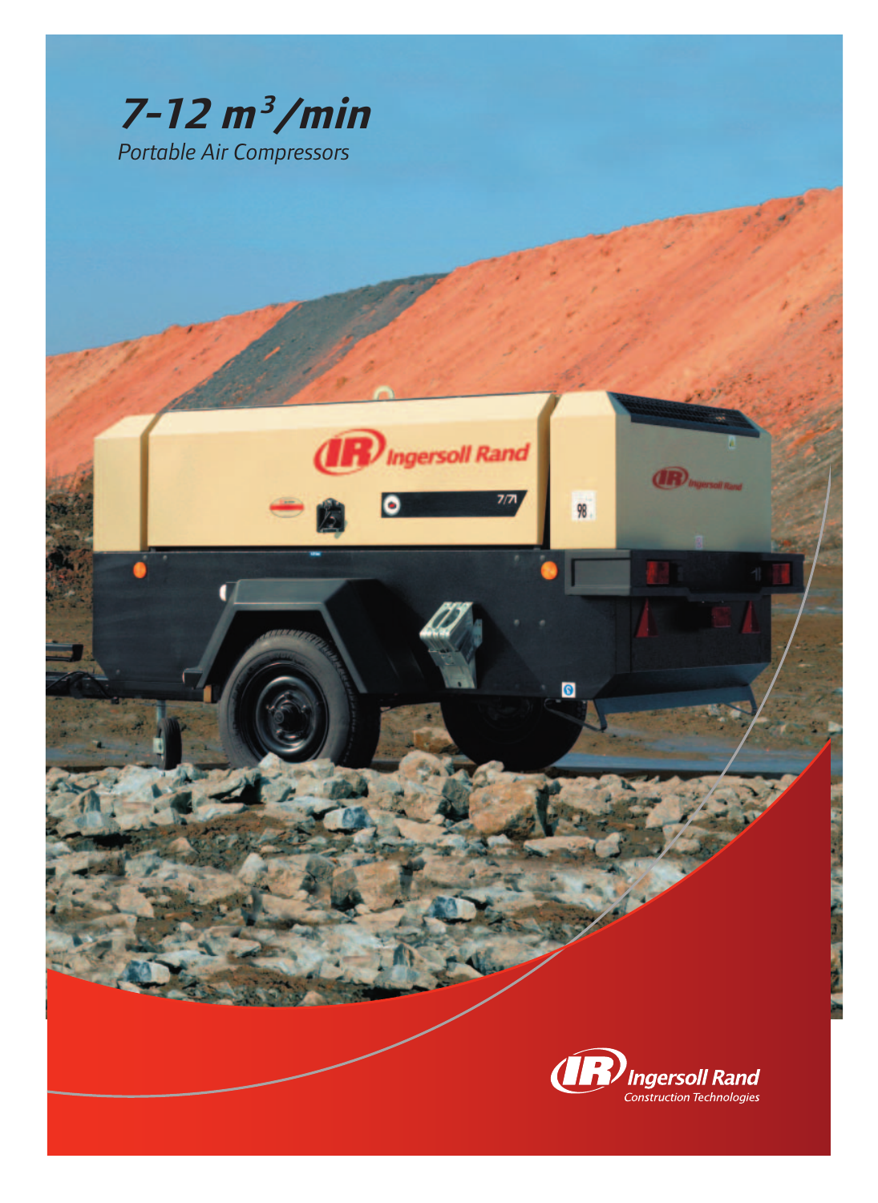# 7-12 $m^3$/min

*Portable Air Compressors*

Ingersoll Rand
Construction Technologies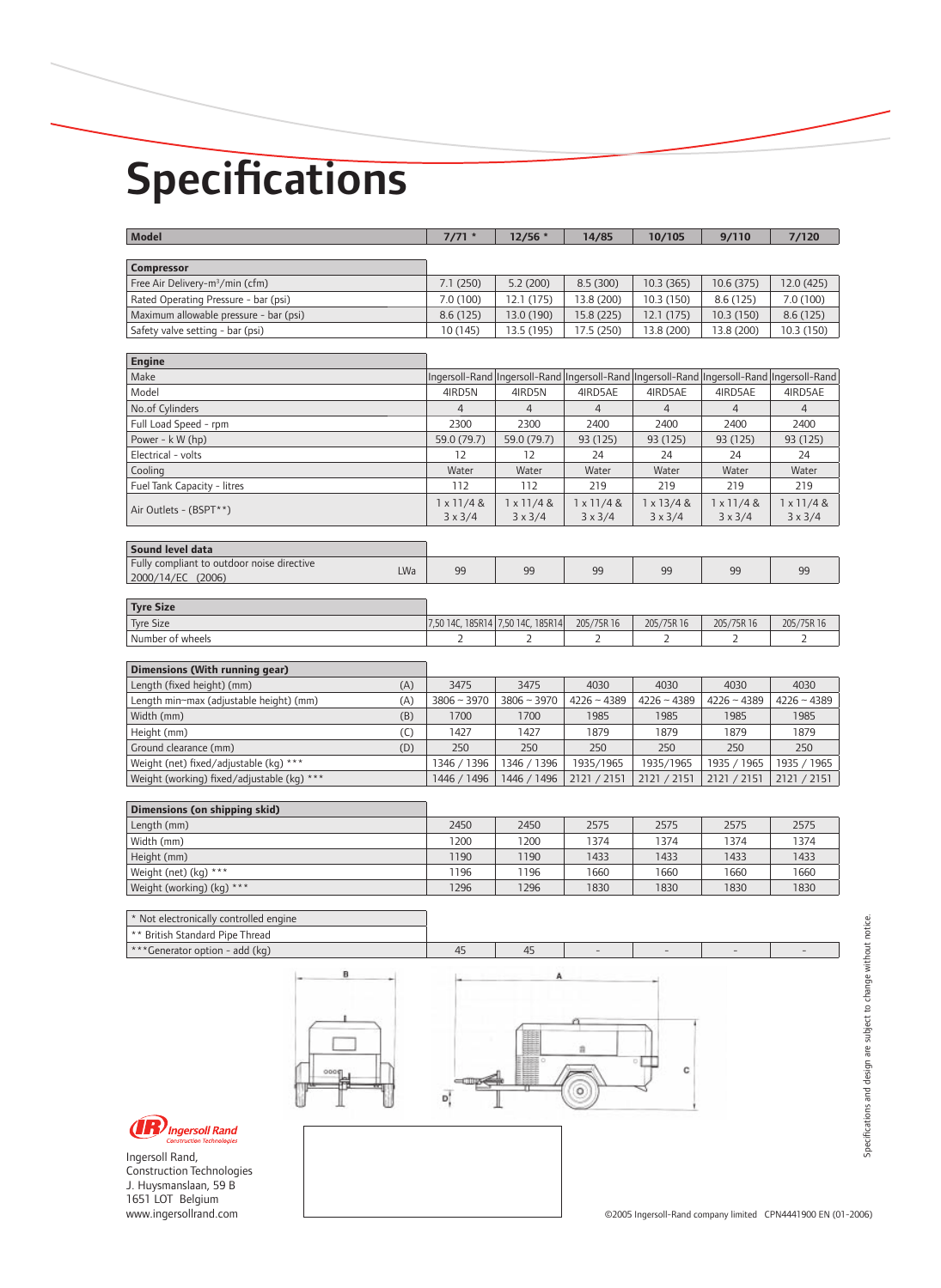# Specifications

| Model | | 7/71 * | 12/56 * | 14/85 | 10/105 | 9/110 | 7/120 |
|---|---|---|---|---|---|---|---|
| **Compressor** | | | | | | | |
| Free Air Delivery-m³/min (cfm) | | 7.1 (250) | 5.2 (200) | 8.5 (300) | 10.3 (365) | 10.6 (375) | 12.0 (425) |
| Rated Operating Pressure - bar (psi) | | 7.0 (100) | 12.1 (175) | 13.8 (200) | 10.3 (150) | 8.6 (125) | 7.0 (100) |
| Maximum allowable pressure - bar (psi) | | 8.6 (125) | 13.0 (190) | 15.8 (225) | 12.1 (175) | 10.3 (150) | 8.6 (125) |
| Safety valve setting - bar (psi) | | 10 (145) | 13.5 (195) | 17.5 (250) | 13.8 (200) | 13.8 (200) | 10.3 (150) |
| **Engine** | | | | | | | |
| Make | | Ingersoll-Rand | Ingersoll-Rand | Ingersoll-Rand | Ingersoll-Rand | Ingersoll-Rand | Ingersoll-Rand |
| Model | | 4IRD5N | 4IRD5N | 4IRD5AE | 4IRD5AE | 4IRD5AE | 4IRD5AE |
| No.of Cylinders | | 4 | 4 | 4 | 4 | 4 | 4 |
| Full Load Speed - rpm | | 2300 | 2300 | 2400 | 2400 | 2400 | 2400 |
| Power - k W (hp) | | 59.0 (79.7) | 59.0 (79.7) | 93 (125) | 93 (125) | 93 (125) | 93 (125) |
| Electrical - volts | | 12 | 12 | 24 | 24 | 24 | 24 |
| Cooling | | Water | Water | Water | Water | Water | Water |
| Fuel Tank Capacity - litres | | 112 | 112 | 219 | 219 | 219 | 219 |
| Air Outlets - (BSPT**) | | 1 x 11/4 & 3 x 3/4 | 1 x 11/4 & 3 x 3/4 | 1 x 11/4 & 3 x 3/4 | 1 x 13/4 & 3 x 3/4 | 1 x 11/4 & 3 x 3/4 | 1 x 11/4 & 3 x 3/4 |
| **Sound level data** | | | | | | | |
| Fully compliant to outdoor noise directive 2000/14/EC (2006) | LWa | 99 | 99 | 99 | 99 | 99 | 99 |
| **Tyre Size** | | | | | | | |
| Tyre Size | | 7,50 14C, 185R14 | 7,50 14C, 185R14 | 205/75R 16 | 205/75R 16 | 205/75R 16 | 205/75R 16 |
| Number of wheels | | 2 | 2 | 2 | 2 | 2 | 2 |
| **Dimensions (With running gear)** | | | | | | | |
| Length (fixed height) (mm) | (A) | 3475 | 3475 | 4030 | 4030 | 4030 | 4030 |
| Length min~max (adjustable height) (mm) | (A) | 3806 ~ 3970 | 3806 ~ 3970 | 4226 ~ 4389 | 4226 ~ 4389 | 4226 ~ 4389 | 4226 ~ 4389 |
| Width (mm) | (B) | 1700 | 1700 | 1985 | 1985 | 1985 | 1985 |
| Height (mm) | (C) | 1427 | 1427 | 1879 | 1879 | 1879 | 1879 |
| Ground clearance (mm) | (D) | 250 | 250 | 250 | 250 | 250 | 250 |
| Weight (net) fixed/adjustable (kg) *** | | 1346 / 1396 | 1346 / 1396 | 1935/1965 | 1935/1965 | 1935 / 1965 | 1935 / 1965 |
| Weight (working) fixed/adjustable (kg) *** | | 1446 / 1496 | 1446 / 1496 | 2121 / 2151 | 2121 / 2151 | 2121 / 2151 | 2121 / 2151 |
| **Dimensions (on shipping skid)** | | | | | | | |
| Length (mm) | | 2450 | 2450 | 2575 | 2575 | 2575 | 2575 |
| Width (mm) | | 1200 | 1200 | 1374 | 1374 | 1374 | 1374 |
| Height (mm) | | 1190 | 1190 | 1433 | 1433 | 1433 | 1433 |
| Weight (net) (kg) *** | | 1196 | 1196 | 1660 | 1660 | 1660 | 1660 |
| Weight (working) (kg) *** | | 1296 | 1296 | 1830 | 1830 | 1830 | 1830 |
| * Not electronically controlled engine | | | | | | | |
| ** British Standard Pipe Thread | | | | | | | |
| ***Generator option - add (kg) | | 45 | 45 | - | - | - | - |

B

A

C

D

Ingersoll Rand
Construction Technologies

Ingersoll Rand,
Construction Technologies
J. Huysmanslaan, 59 B
1651 LOT Belgium
www.ingersollrand.com

Specifications and design are subject to change without notice.

©2005 Ingersoll-Rand company limited CPN4441900 EN (01-2006)